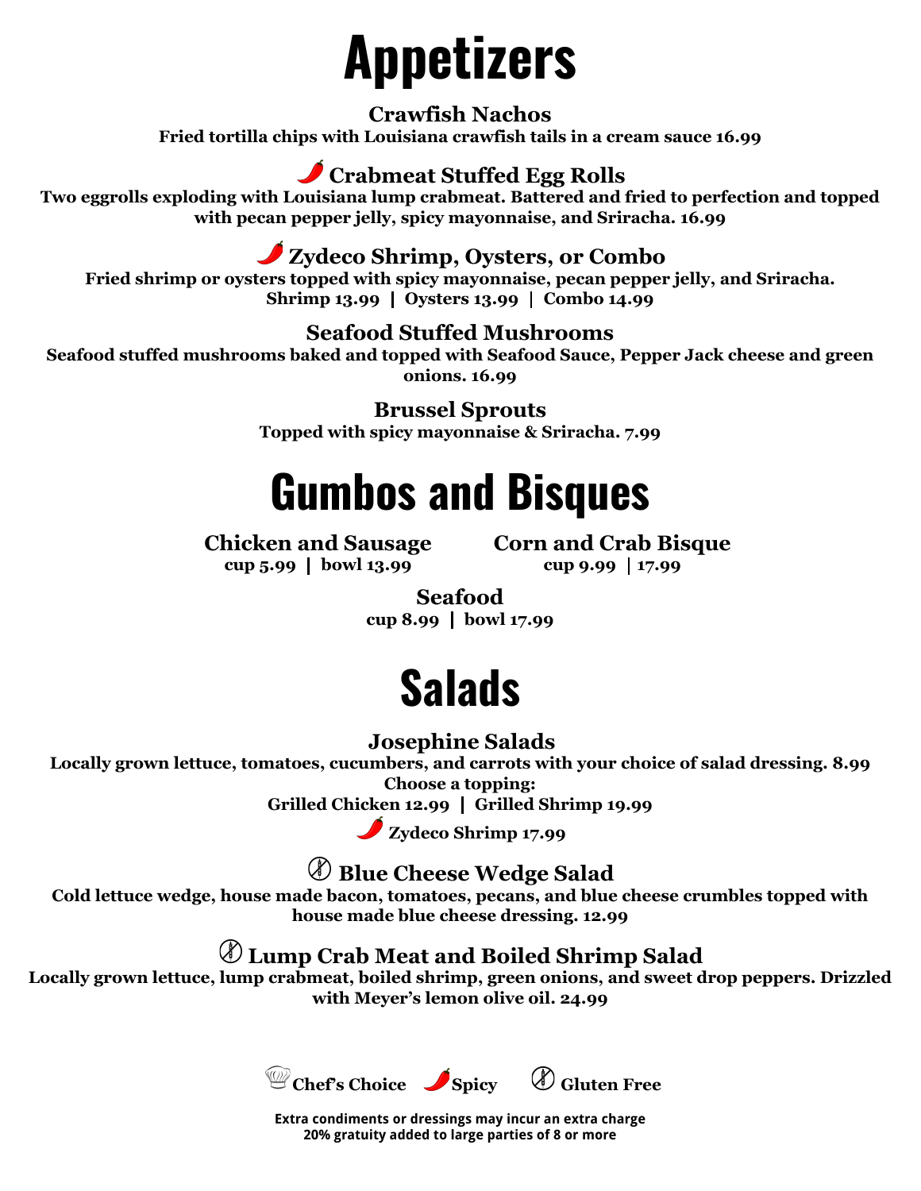# Appetizers

### Crawfish Nachos
**Fried tortilla chips with Louisiana crawfish tails in a cream sauce 16.99**

### 🌶 Crabmeat Stuffed Egg Rolls
**Two eggrolls exploding with Louisiana lump crabmeat. Battered and fried to perfection and topped with pecan pepper jelly, spicy mayonnaise, and Sriracha. 16.99**

### 🌶 Zydeco Shrimp, Oysters, or Combo
**Fried shrimp or oysters topped with spicy mayonnaise, pecan pepper jelly, and Sriracha.**
**Shrimp 13.99 | Oysters 13.99 | Combo 14.99**

### Seafood Stuffed Mushrooms
**Seafood stuffed mushrooms baked and topped with Seafood Sauce, Pepper Jack cheese and green onions. 16.99**

### Brussel Sprouts
**Topped with spicy mayonnaise & Sriracha. 7.99**

# Gumbos and Bisques

### Chicken and Sausage
**cup 5.99 | bowl 13.99**

### Corn and Crab Bisque
**cup 9.99 | 17.99**

### Seafood
**cup 8.99 | bowl 17.99**

# Salads

### Josephine Salads
**Locally grown lettuce, tomatoes, cucumbers, and carrots with your choice of salad dressing. 8.99**
**Choose a topping:**
**Grilled Chicken 12.99 | Grilled Shrimp 19.99**
**🌶 Zydeco Shrimp 17.99**

### Blue Cheese Wedge Salad (Gluten Free)
**Cold lettuce wedge, house made bacon, tomatoes, pecans, and blue cheese crumbles topped with house made blue cheese dressing. 12.99**

### Lump Crab Meat and Boiled Shrimp Salad (Gluten Free)
**Locally grown lettuce, lump crabmeat, boiled shrimp, green onions, and sweet drop peppers. Drizzled with Meyer's lemon olive oil. 24.99**

**Chef's Choice | 🌶 Spicy | Gluten Free**

**Extra condiments or dressings may incur an extra charge**
**20% gratuity added to large parties of 8 or more**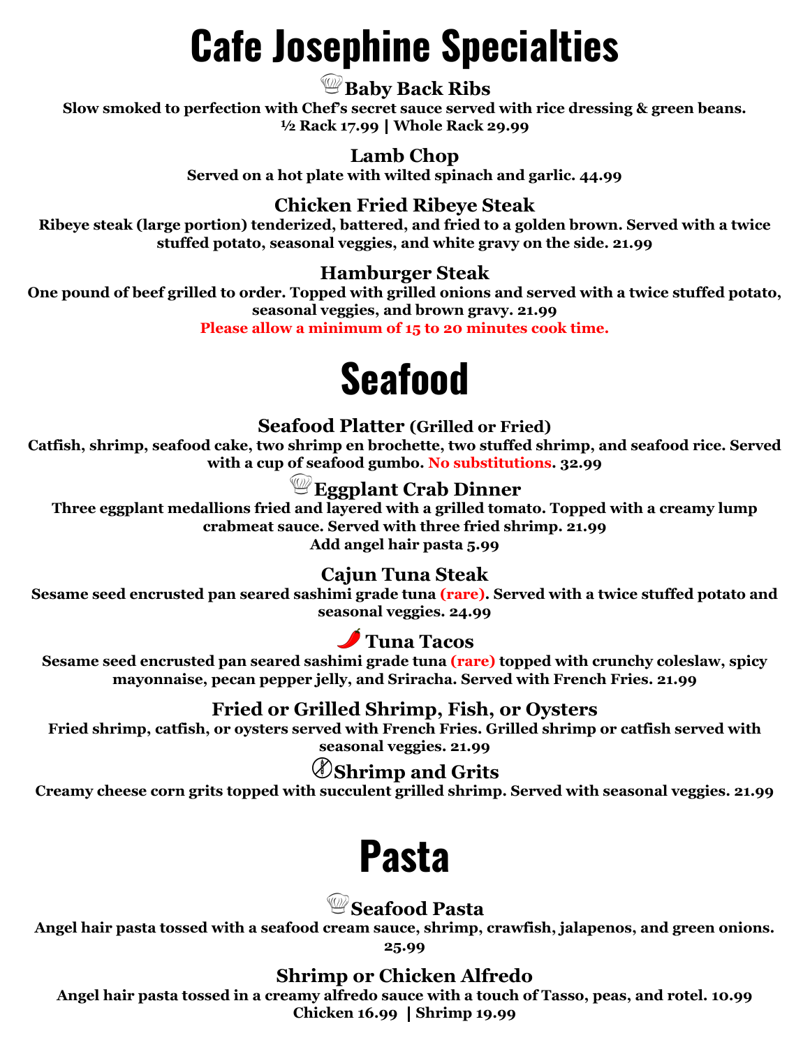# Cafe Josephine Specialties

### Baby Back Ribs

**Slow smoked to perfection with Chef's secret sauce served with rice dressing & green beans.**
**½ Rack 17.99 | Whole Rack 29.99**

### Lamb Chop

**Served on a hot plate with wilted spinach and garlic. 44.99**

### Chicken Fried Ribeye Steak

**Ribeye steak (large portion) tenderized, battered, and fried to a golden brown. Served with a twice stuffed potato, seasonal veggies, and white gravy on the side. 21.99**

### Hamburger Steak

**One pound of beef grilled to order. Topped with grilled onions and served with a twice stuffed potato, seasonal veggies, and brown gravy. 21.99**
**Please allow a minimum of 15 to 20 minutes cook time.**

# Seafood

### Seafood Platter (Grilled or Fried)

**Catfish, shrimp, seafood cake, two shrimp en brochette, two stuffed shrimp, and seafood rice. Served with a cup of seafood gumbo. No substitutions. 32.99**

### Eggplant Crab Dinner

**Three eggplant medallions fried and layered with a grilled tomato. Topped with a creamy lump crabmeat sauce. Served with three fried shrimp. 21.99**
**Add angel hair pasta 5.99**

### Cajun Tuna Steak

**Sesame seed encrusted pan seared sashimi grade tuna (rare). Served with a twice stuffed potato and seasonal veggies. 24.99**

### 🌶 Tuna Tacos

**Sesame seed encrusted pan seared sashimi grade tuna (rare) topped with crunchy coleslaw, spicy mayonnaise, pecan pepper jelly, and Sriracha. Served with French Fries. 21.99**

### Fried or Grilled Shrimp, Fish, or Oysters

**Fried shrimp, catfish, or oysters served with French Fries. Grilled shrimp or catfish served with seasonal veggies. 21.99**

### Shrimp and Grits

**Creamy cheese corn grits topped with succulent grilled shrimp. Served with seasonal veggies. 21.99**

# Pasta

### Seafood Pasta

**Angel hair pasta tossed with a seafood cream sauce, shrimp, crawfish, jalapenos, and green onions. 25.99**

### Shrimp or Chicken Alfredo

**Angel hair pasta tossed in a creamy alfredo sauce with a touch of Tasso, peas, and rotel. 10.99**
**Chicken 16.99 | Shrimp 19.99**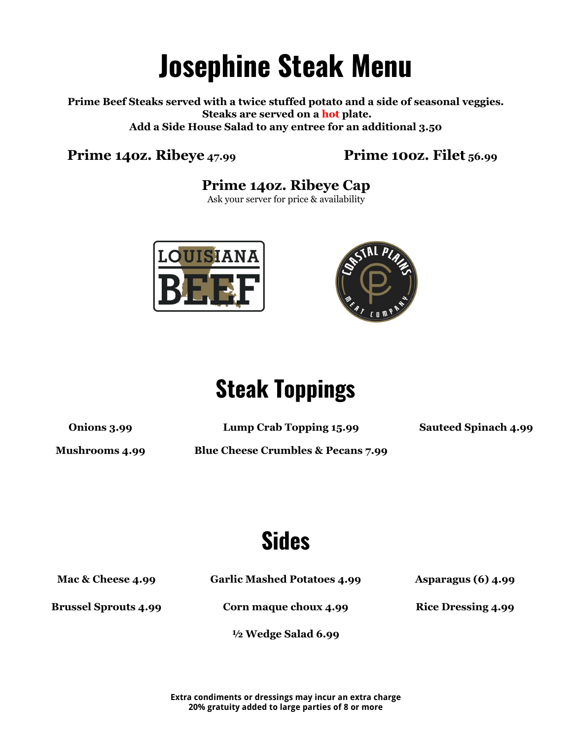# Josephine Steak Menu

**Prime Beef Steaks served with a twice stuffed potato and a side of seasonal veggies.**
**Steaks are served on a hot plate.**
**Add a Side House Salad to any entree for an additional 3.50**

**Prime 14oz. Ribeye 47.99**

**Prime 10oz. Filet 56.99**

**Prime 14oz. Ribeye Cap**
Ask your server for price & availability

LOUISIANA BEEF

COASTAL PLAINS MEAT COMPANY

## Steak Toppings

**Onions 3.99**

**Lump Crab Topping 15.99**

**Sauteed Spinach 4.99**

**Mushrooms 4.99**

**Blue Cheese Crumbles & Pecans 7.99**

## Sides

**Mac & Cheese 4.99**

**Garlic Mashed Potatoes 4.99**

**Asparagus (6) 4.99**

**Brussel Sprouts 4.99**

**Corn maque choux 4.99**

**Rice Dressing 4.99**

**½ Wedge Salad 6.99**

**Extra condiments or dressings may incur an extra charge**
**20% gratuity added to large parties of 8 or more**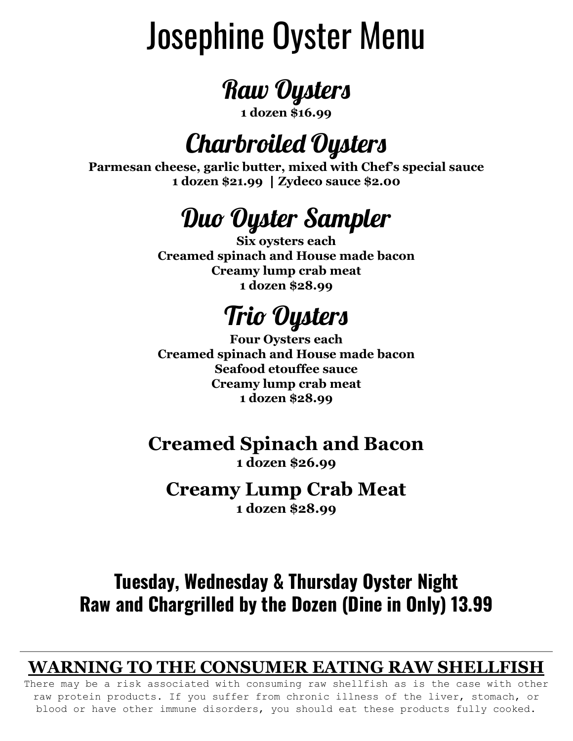# Josephine Oyster Menu

## Raw Oysters

**1 dozen $16.99**

## Charbroiled Oysters

**Parmesan cheese, garlic butter, mixed with Chef's special sauce**
**1 dozen $21.99 | Zydeco sauce $2.00**

## Duo Oyster Sampler

**Six oysters each**
**Creamed spinach and House made bacon**
**Creamy lump crab meat**
**1 dozen $28.99**

## Trio Oysters

**Four Oysters each**
**Creamed spinach and House made bacon**
**Seafood etouffee sauce**
**Creamy lump crab meat**
**1 dozen $28.99**

### Creamed Spinach and Bacon

**1 dozen $26.99**

### Creamy Lump Crab Meat

**1 dozen $28.99**

## Tuesday, Wednesday & Thursday Oyster Night
## Raw and Chargrilled by the Dozen (Dine in Only) 13.99

---

### WARNING TO THE CONSUMER EATING RAW SHELLFISH

There may be a risk associated with consuming raw shellfish as is the case with other raw protein products. If you suffer from chronic illness of the liver, stomach, or blood or have other immune disorders, you should eat these products fully cooked.